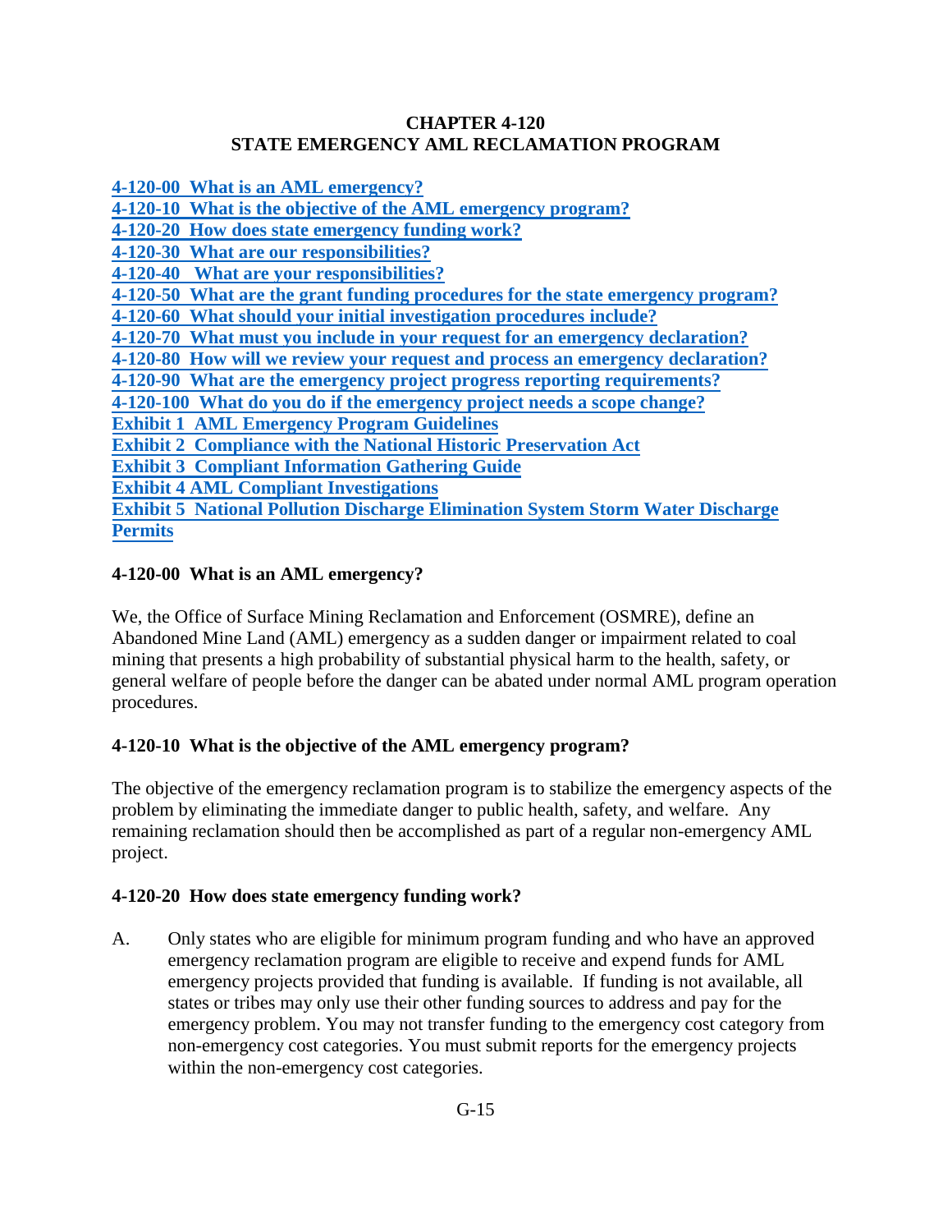# CHAPTER 4-120
# STATE EMERGENCY AML RECLAMATION PROGRAM

**4-120-00 What is an AML emergency?**
**4-120-10 What is the objective of the AML emergency program?**
**4-120-20 How does state emergency funding work?**
**4-120-30 What are our responsibilities?**
**4-120-40 What are your responsibilities?**
**4-120-50 What are the grant funding procedures for the state emergency program?**
**4-120-60 What should your initial investigation procedures include?**
**4-120-70 What must you include in your request for an emergency declaration?**
**4-120-80 How will we review your request and process an emergency declaration?**
**4-120-90 What are the emergency project progress reporting requirements?**
**4-120-100 What do you do if the emergency project needs a scope change?**
**Exhibit 1 AML Emergency Program Guidelines**
**Exhibit 2 Compliance with the National Historic Preservation Act**
**Exhibit 3 Compliant Information Gathering Guide**
**Exhibit 4 AML Compliant Investigations**
**Exhibit 5 National Pollution Discharge Elimination System Storm Water Discharge Permits**

## 4-120-00 What is an AML emergency?

We, the Office of Surface Mining Reclamation and Enforcement (OSMRE), define an Abandoned Mine Land (AML) emergency as a sudden danger or impairment related to coal mining that presents a high probability of substantial physical harm to the health, safety, or general welfare of people before the danger can be abated under normal AML program operation procedures.

## 4-120-10 What is the objective of the AML emergency program?

The objective of the emergency reclamation program is to stabilize the emergency aspects of the problem by eliminating the immediate danger to public health, safety, and welfare. Any remaining reclamation should then be accomplished as part of a regular non-emergency AML project.

## 4-120-20 How does state emergency funding work?

A. Only states who are eligible for minimum program funding and who have an approved emergency reclamation program are eligible to receive and expend funds for AML emergency projects provided that funding is available. If funding is not available, all states or tribes may only use their other funding sources to address and pay for the emergency problem. You may not transfer funding to the emergency cost category from non-emergency cost categories. You must submit reports for the emergency projects within the non-emergency cost categories.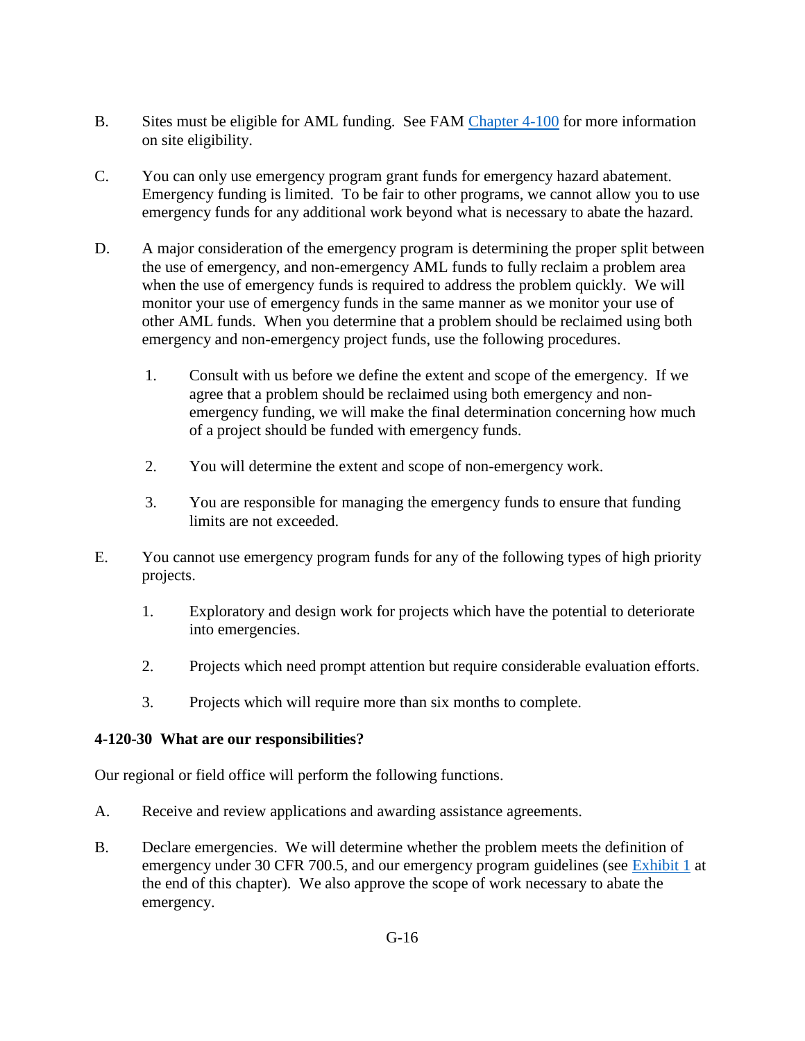B. Sites must be eligible for AML funding. See FAM [Chapter 4-100](Chapter 4-100) for more information on site eligibility.

C. You can only use emergency program grant funds for emergency hazard abatement. Emergency funding is limited. To be fair to other programs, we cannot allow you to use emergency funds for any additional work beyond what is necessary to abate the hazard.

D. A major consideration of the emergency program is determining the proper split between the use of emergency, and non-emergency AML funds to fully reclaim a problem area when the use of emergency funds is required to address the problem quickly. We will monitor your use of emergency funds in the same manner as we monitor your use of other AML funds. When you determine that a problem should be reclaimed using both emergency and non-emergency project funds, use the following procedures.

   1. Consult with us before we define the extent and scope of the emergency. If we agree that a problem should be reclaimed using both emergency and non-emergency funding, we will make the final determination concerning how much of a project should be funded with emergency funds.

   2. You will determine the extent and scope of non-emergency work.

   3. You are responsible for managing the emergency funds to ensure that funding limits are not exceeded.

E. You cannot use emergency program funds for any of the following types of high priority projects.

   1. Exploratory and design work for projects which have the potential to deteriorate into emergencies.

   2. Projects which need prompt attention but require considerable evaluation efforts.

   3. Projects which will require more than six months to complete.

**4-120-30 What are our responsibilities?**

Our regional or field office will perform the following functions.

A. Receive and review applications and awarding assistance agreements.

B. Declare emergencies. We will determine whether the problem meets the definition of emergency under 30 CFR 700.5, and our emergency program guidelines (see Exhibit 1 at the end of this chapter). We also approve the scope of work necessary to abate the emergency.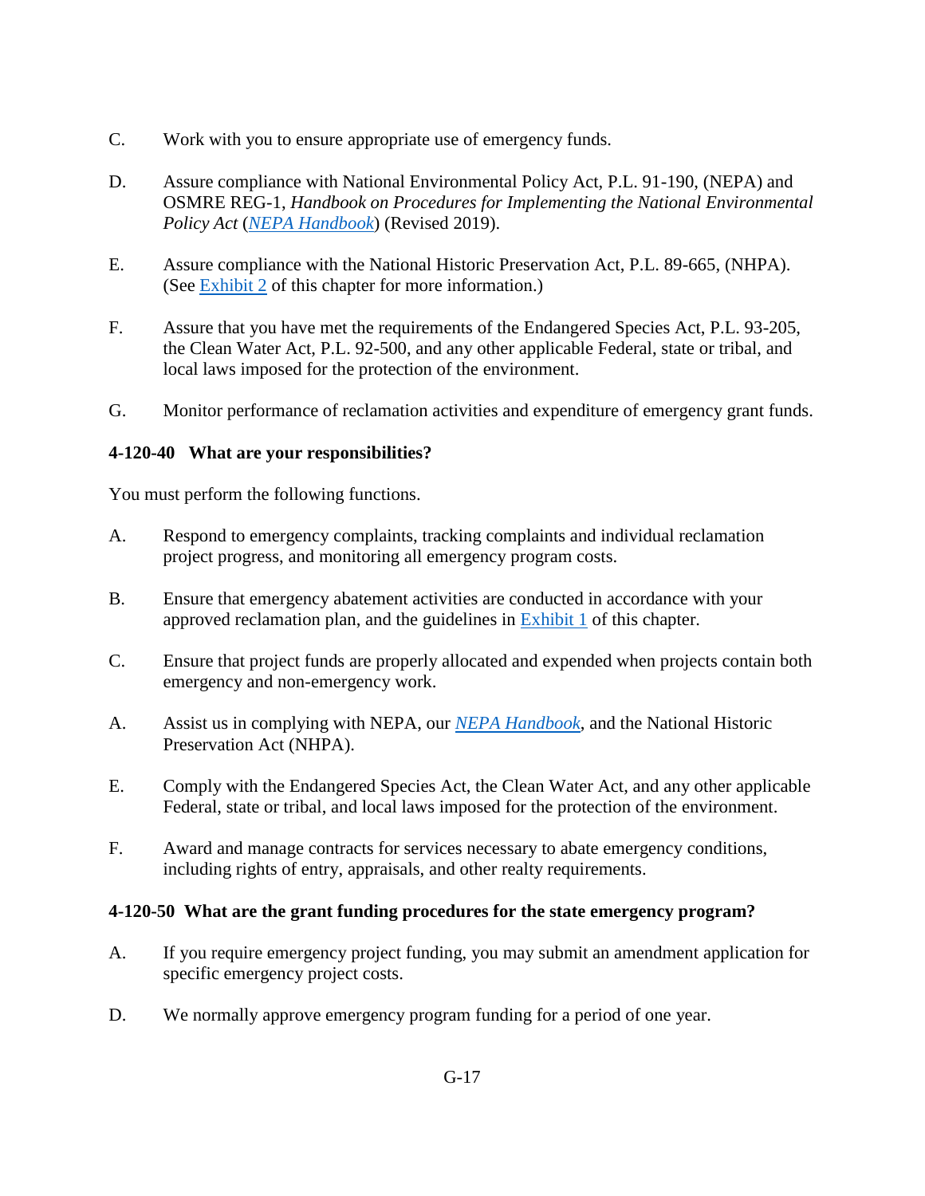C. Work with you to ensure appropriate use of emergency funds.

D. Assure compliance with National Environmental Policy Act, P.L. 91-190, (NEPA) and OSMRE REG-1, *Handbook on Procedures for Implementing the National Environmental Policy Act* (*NEPA Handbook*) (Revised 2019).

E. Assure compliance with the National Historic Preservation Act, P.L. 89-665, (NHPA). (See Exhibit 2 of this chapter for more information.)

F. Assure that you have met the requirements of the Endangered Species Act, P.L. 93-205, the Clean Water Act, P.L. 92-500, and any other applicable Federal, state or tribal, and local laws imposed for the protection of the environment.

G. Monitor performance of reclamation activities and expenditure of emergency grant funds.

### 4-120-40 What are your responsibilities?

You must perform the following functions.

A. Respond to emergency complaints, tracking complaints and individual reclamation project progress, and monitoring all emergency program costs.

B. Ensure that emergency abatement activities are conducted in accordance with your approved reclamation plan, and the guidelines in Exhibit 1 of this chapter.

C. Ensure that project funds are properly allocated and expended when projects contain both emergency and non-emergency work.

A. Assist us in complying with NEPA, our *NEPA Handbook*, and the National Historic Preservation Act (NHPA).

E. Comply with the Endangered Species Act, the Clean Water Act, and any other applicable Federal, state or tribal, and local laws imposed for the protection of the environment.

F. Award and manage contracts for services necessary to abate emergency conditions, including rights of entry, appraisals, and other realty requirements.

### 4-120-50 What are the grant funding procedures for the state emergency program?

A. If you require emergency project funding, you may submit an amendment application for specific emergency project costs.

D. We normally approve emergency program funding for a period of one year.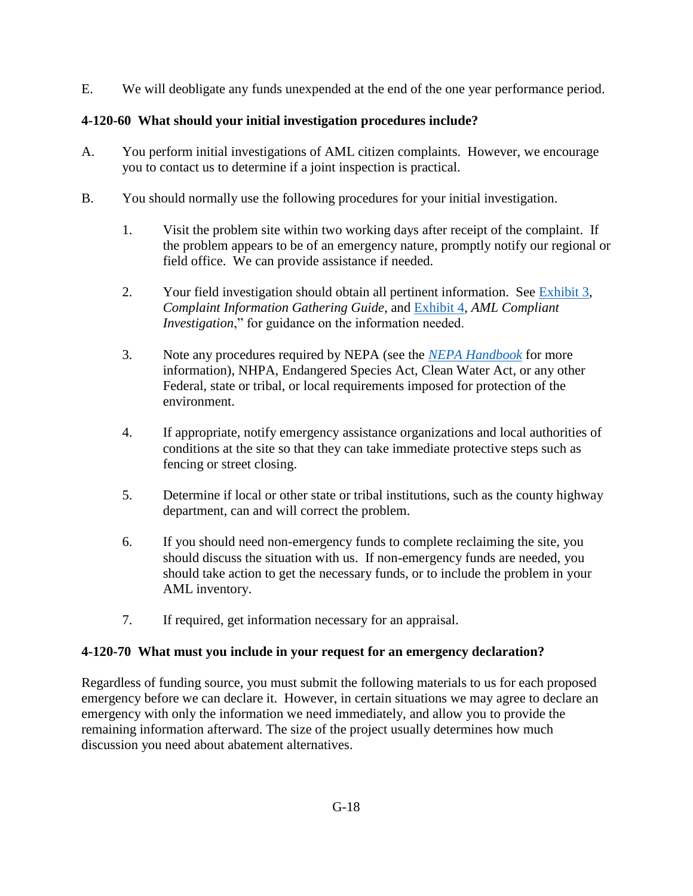E. We will deobligate any funds unexpended at the end of the one year performance period.

**4-120-60 What should your initial investigation procedures include?**

A. You perform initial investigations of AML citizen complaints. However, we encourage you to contact us to determine if a joint inspection is practical.

B. You should normally use the following procedures for your initial investigation.

1. Visit the problem site within two working days after receipt of the complaint. If the problem appears to be of an emergency nature, promptly notify our regional or field office. We can provide assistance if needed.

2. Your field investigation should obtain all pertinent information. See Exhibit 3, *Complaint Information Gathering Guide*, and Exhibit 4, *AML Compliant Investigation*," for guidance on the information needed.

3. Note any procedures required by NEPA (see the *NEPA Handbook* for more information), NHPA, Endangered Species Act, Clean Water Act, or any other Federal, state or tribal, or local requirements imposed for protection of the environment.

4. If appropriate, notify emergency assistance organizations and local authorities of conditions at the site so that they can take immediate protective steps such as fencing or street closing.

5. Determine if local or other state or tribal institutions, such as the county highway department, can and will correct the problem.

6. If you should need non-emergency funds to complete reclaiming the site, you should discuss the situation with us. If non-emergency funds are needed, you should take action to get the necessary funds, or to include the problem in your AML inventory.

7. If required, get information necessary for an appraisal.

**4-120-70 What must you include in your request for an emergency declaration?**

Regardless of funding source, you must submit the following materials to us for each proposed emergency before we can declare it. However, in certain situations we may agree to declare an emergency with only the information we need immediately, and allow you to provide the remaining information afterward. The size of the project usually determines how much discussion you need about abatement alternatives.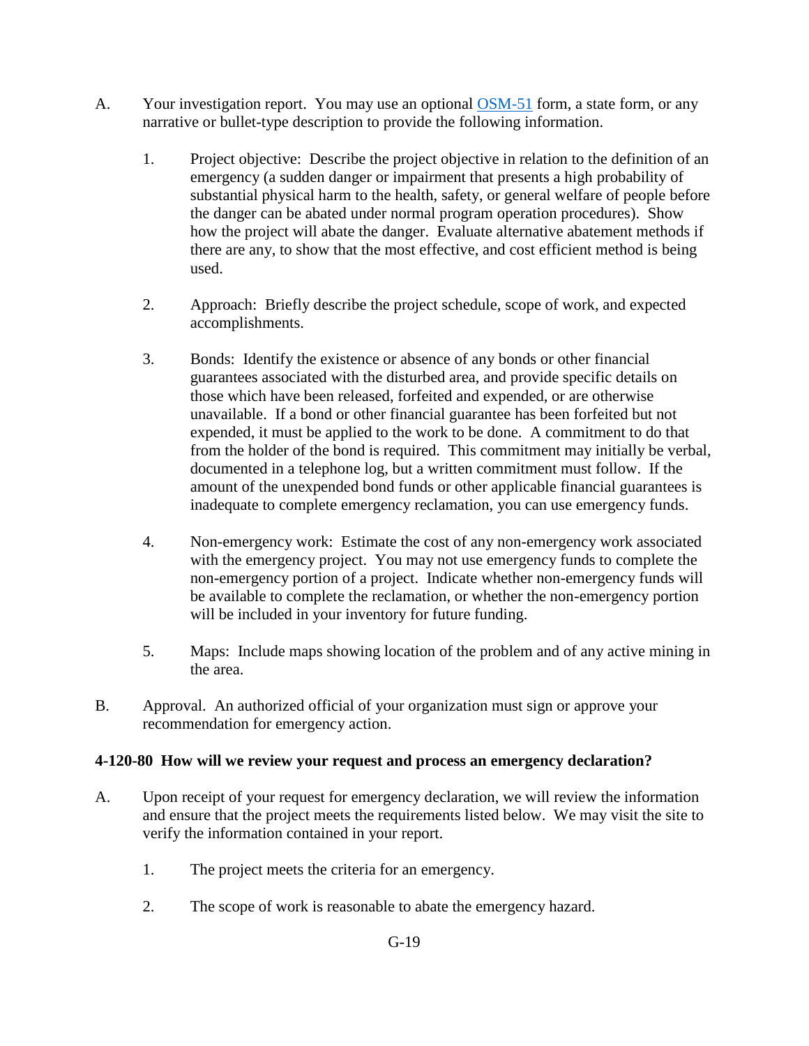A. Your investigation report. You may use an optional [OSM-51](OSM-51) form, a state form, or any narrative or bullet-type description to provide the following information.

   1. Project objective: Describe the project objective in relation to the definition of an emergency (a sudden danger or impairment that presents a high probability of substantial physical harm to the health, safety, or general welfare of people before the danger can be abated under normal program operation procedures). Show how the project will abate the danger. Evaluate alternative abatement methods if there are any, to show that the most effective, and cost efficient method is being used.

   2. Approach: Briefly describe the project schedule, scope of work, and expected accomplishments.

   3. Bonds: Identify the existence or absence of any bonds or other financial guarantees associated with the disturbed area, and provide specific details on those which have been released, forfeited and expended, or are otherwise unavailable. If a bond or other financial guarantee has been forfeited but not expended, it must be applied to the work to be done. A commitment to do that from the holder of the bond is required. This commitment may initially be verbal, documented in a telephone log, but a written commitment must follow. If the amount of the unexpended bond funds or other applicable financial guarantees is inadequate to complete emergency reclamation, you can use emergency funds.

   4. Non-emergency work: Estimate the cost of any non-emergency work associated with the emergency project. You may not use emergency funds to complete the non-emergency portion of a project. Indicate whether non-emergency funds will be available to complete the reclamation, or whether the non-emergency portion will be included in your inventory for future funding.

   5. Maps: Include maps showing location of the problem and of any active mining in the area.

B. Approval. An authorized official of your organization must sign or approve your recommendation for emergency action.

**4-120-80 How will we review your request and process an emergency declaration?**

A. Upon receipt of your request for emergency declaration, we will review the information and ensure that the project meets the requirements listed below. We may visit the site to verify the information contained in your report.

   1. The project meets the criteria for an emergency.

   2. The scope of work is reasonable to abate the emergency hazard.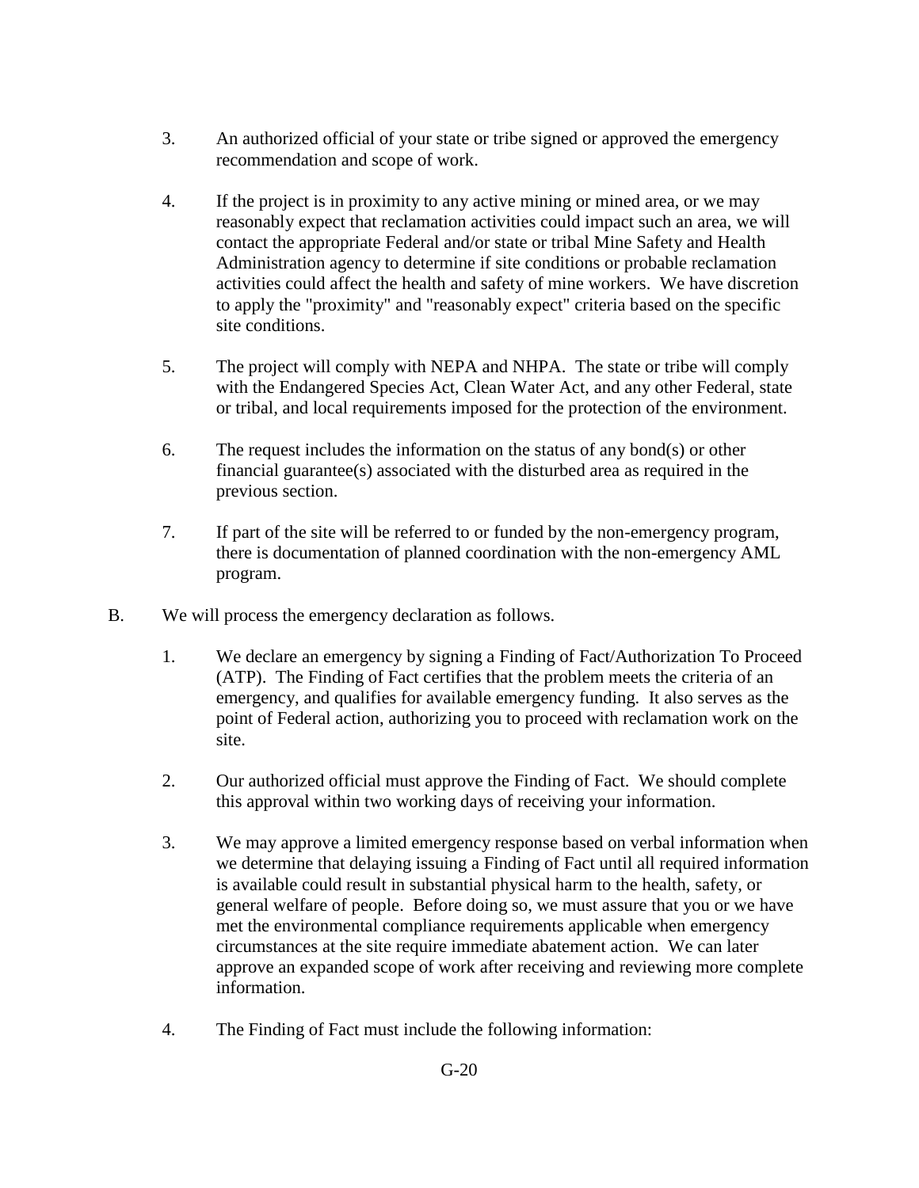3. An authorized official of your state or tribe signed or approved the emergency recommendation and scope of work.

4. If the project is in proximity to any active mining or mined area, or we may reasonably expect that reclamation activities could impact such an area, we will contact the appropriate Federal and/or state or tribal Mine Safety and Health Administration agency to determine if site conditions or probable reclamation activities could affect the health and safety of mine workers. We have discretion to apply the "proximity" and "reasonably expect" criteria based on the specific site conditions.

5. The project will comply with NEPA and NHPA. The state or tribe will comply with the Endangered Species Act, Clean Water Act, and any other Federal, state or tribal, and local requirements imposed for the protection of the environment.

6. The request includes the information on the status of any bond(s) or other financial guarantee(s) associated with the disturbed area as required in the previous section.

7. If part of the site will be referred to or funded by the non-emergency program, there is documentation of planned coordination with the non-emergency AML program.

B. We will process the emergency declaration as follows.

1. We declare an emergency by signing a Finding of Fact/Authorization To Proceed (ATP). The Finding of Fact certifies that the problem meets the criteria of an emergency, and qualifies for available emergency funding. It also serves as the point of Federal action, authorizing you to proceed with reclamation work on the site.

2. Our authorized official must approve the Finding of Fact. We should complete this approval within two working days of receiving your information.

3. We may approve a limited emergency response based on verbal information when we determine that delaying issuing a Finding of Fact until all required information is available could result in substantial physical harm to the health, safety, or general welfare of people. Before doing so, we must assure that you or we have met the environmental compliance requirements applicable when emergency circumstances at the site require immediate abatement action. We can later approve an expanded scope of work after receiving and reviewing more complete information.

4. The Finding of Fact must include the following information: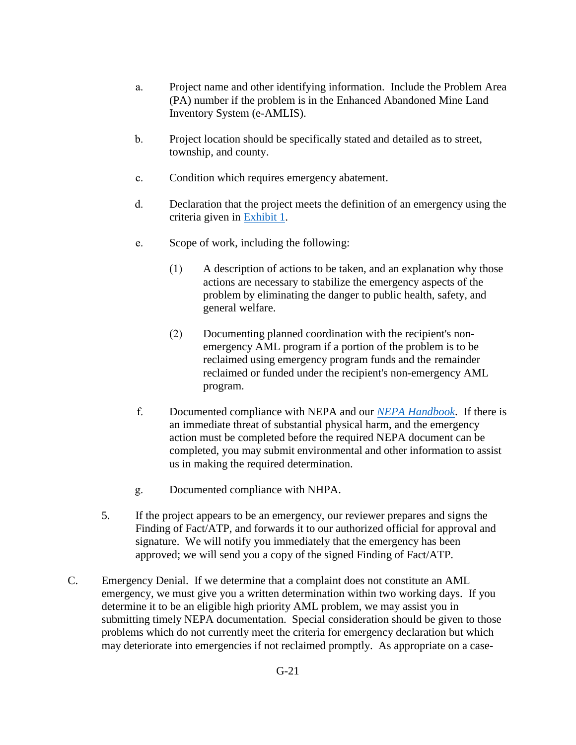a. Project name and other identifying information. Include the Problem Area (PA) number if the problem is in the Enhanced Abandoned Mine Land Inventory System (e-AMLIS).

b. Project location should be specifically stated and detailed as to street, township, and county.

c. Condition which requires emergency abatement.

d. Declaration that the project meets the definition of an emergency using the criteria given in Exhibit 1.

e. Scope of work, including the following:

   (1) A description of actions to be taken, and an explanation why those actions are necessary to stabilize the emergency aspects of the problem by eliminating the danger to public health, safety, and general welfare.

   (2) Documenting planned coordination with the recipient's non-emergency AML program if a portion of the problem is to be reclaimed using emergency program funds and the remainder reclaimed or funded under the recipient's non-emergency AML program.

f. Documented compliance with NEPA and our *NEPA Handbook*. If there is an immediate threat of substantial physical harm, and the emergency action must be completed before the required NEPA document can be completed, you may submit environmental and other information to assist us in making the required determination.

g. Documented compliance with NHPA.

5. If the project appears to be an emergency, our reviewer prepares and signs the Finding of Fact/ATP, and forwards it to our authorized official for approval and signature. We will notify you immediately that the emergency has been approved; we will send you a copy of the signed Finding of Fact/ATP.

C. Emergency Denial. If we determine that a complaint does not constitute an AML emergency, we must give you a written determination within two working days. If you determine it to be an eligible high priority AML problem, we may assist you in submitting timely NEPA documentation. Special consideration should be given to those problems which do not currently meet the criteria for emergency declaration but which may deteriorate into emergencies if not reclaimed promptly. As appropriate on a case-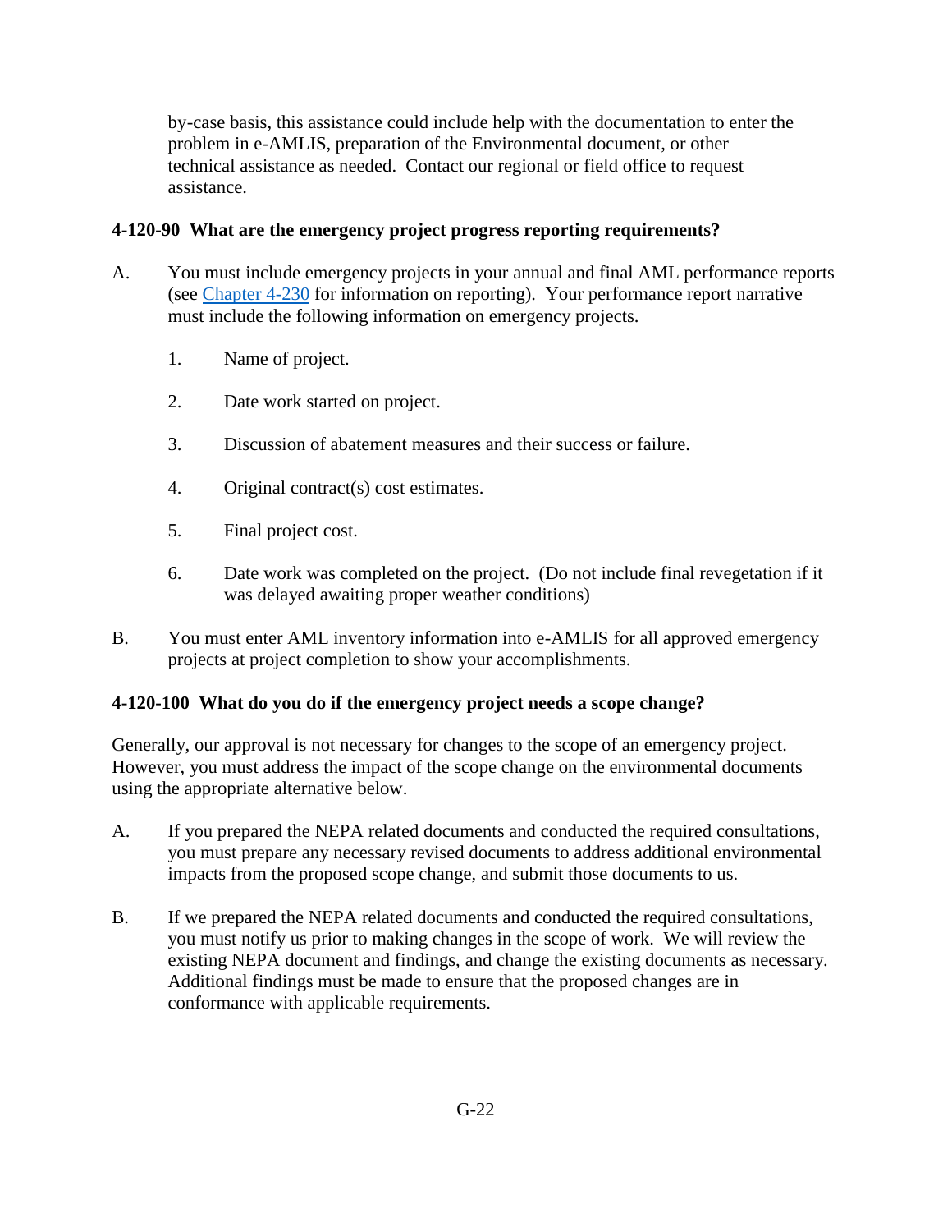by-case basis, this assistance could include help with the documentation to enter the problem in e-AMLIS, preparation of the Environmental document, or other technical assistance as needed. Contact our regional or field office to request assistance.

### 4-120-90 What are the emergency project progress reporting requirements?

A. You must include emergency projects in your annual and final AML performance reports (see Chapter 4-230 for information on reporting). Your performance report narrative must include the following information on emergency projects.

1. Name of project.
2. Date work started on project.
3. Discussion of abatement measures and their success or failure.
4. Original contract(s) cost estimates.
5. Final project cost.
6. Date work was completed on the project. (Do not include final revegetation if it was delayed awaiting proper weather conditions)

B. You must enter AML inventory information into e-AMLIS for all approved emergency projects at project completion to show your accomplishments.

### 4-120-100 What do you do if the emergency project needs a scope change?

Generally, our approval is not necessary for changes to the scope of an emergency project. However, you must address the impact of the scope change on the environmental documents using the appropriate alternative below.

A. If you prepared the NEPA related documents and conducted the required consultations, you must prepare any necessary revised documents to address additional environmental impacts from the proposed scope change, and submit those documents to us.

B. If we prepared the NEPA related documents and conducted the required consultations, you must notify us prior to making changes in the scope of work. We will review the existing NEPA document and findings, and change the existing documents as necessary. Additional findings must be made to ensure that the proposed changes are in conformance with applicable requirements.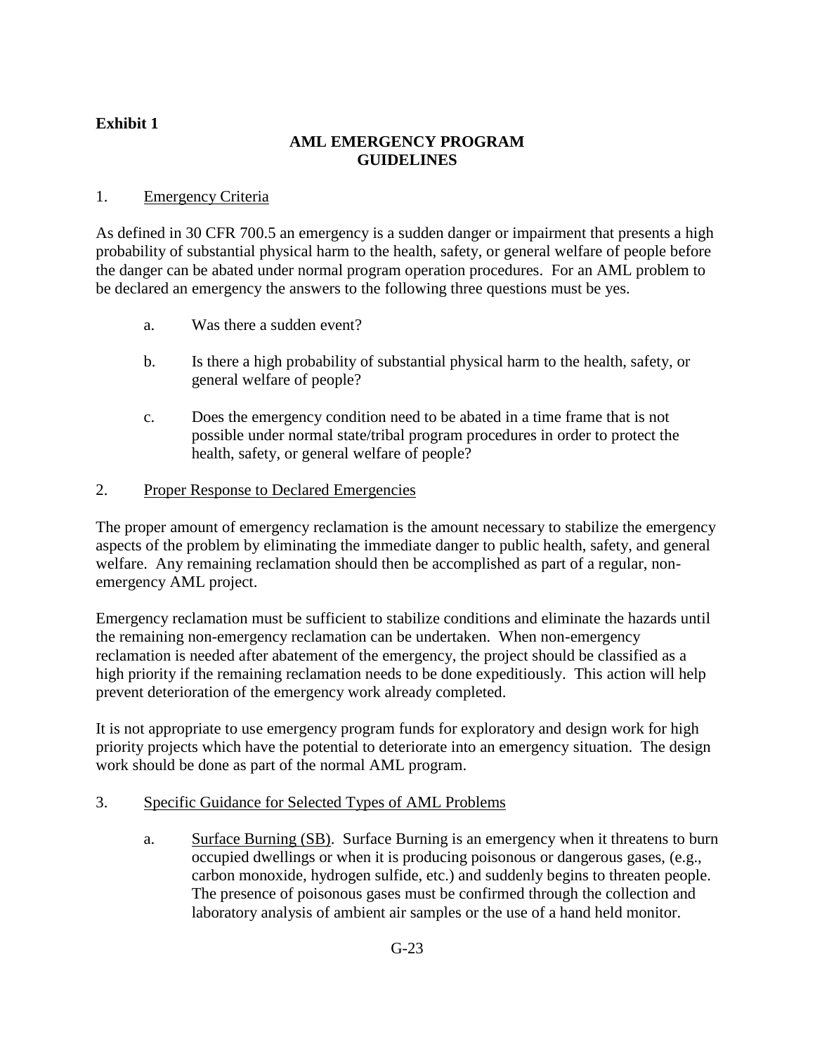**Exhibit 1**

## AML EMERGENCY PROGRAM GUIDELINES

1. <u>Emergency Criteria</u>

As defined in 30 CFR 700.5 an emergency is a sudden danger or impairment that presents a high probability of substantial physical harm to the health, safety, or general welfare of people before the danger can be abated under normal program operation procedures. For an AML problem to be declared an emergency the answers to the following three questions must be yes.

a. Was there a sudden event?

b. Is there a high probability of substantial physical harm to the health, safety, or general welfare of people?

c. Does the emergency condition need to be abated in a time frame that is not possible under normal state/tribal program procedures in order to protect the health, safety, or general welfare of people?

2. <u>Proper Response to Declared Emergencies</u>

The proper amount of emergency reclamation is the amount necessary to stabilize the emergency aspects of the problem by eliminating the immediate danger to public health, safety, and general welfare. Any remaining reclamation should then be accomplished as part of a regular, non-emergency AML project.

Emergency reclamation must be sufficient to stabilize conditions and eliminate the hazards until the remaining non-emergency reclamation can be undertaken. When non-emergency reclamation is needed after abatement of the emergency, the project should be classified as a high priority if the remaining reclamation needs to be done expeditiously. This action will help prevent deterioration of the emergency work already completed.

It is not appropriate to use emergency program funds for exploratory and design work for high priority projects which have the potential to deteriorate into an emergency situation. The design work should be done as part of the normal AML program.

3. <u>Specific Guidance for Selected Types of AML Problems</u>

a. <u>Surface Burning (SB)</u>. Surface Burning is an emergency when it threatens to burn occupied dwellings or when it is producing poisonous or dangerous gases, (e.g., carbon monoxide, hydrogen sulfide, etc.) and suddenly begins to threaten people. The presence of poisonous gases must be confirmed through the collection and laboratory analysis of ambient air samples or the use of a hand held monitor.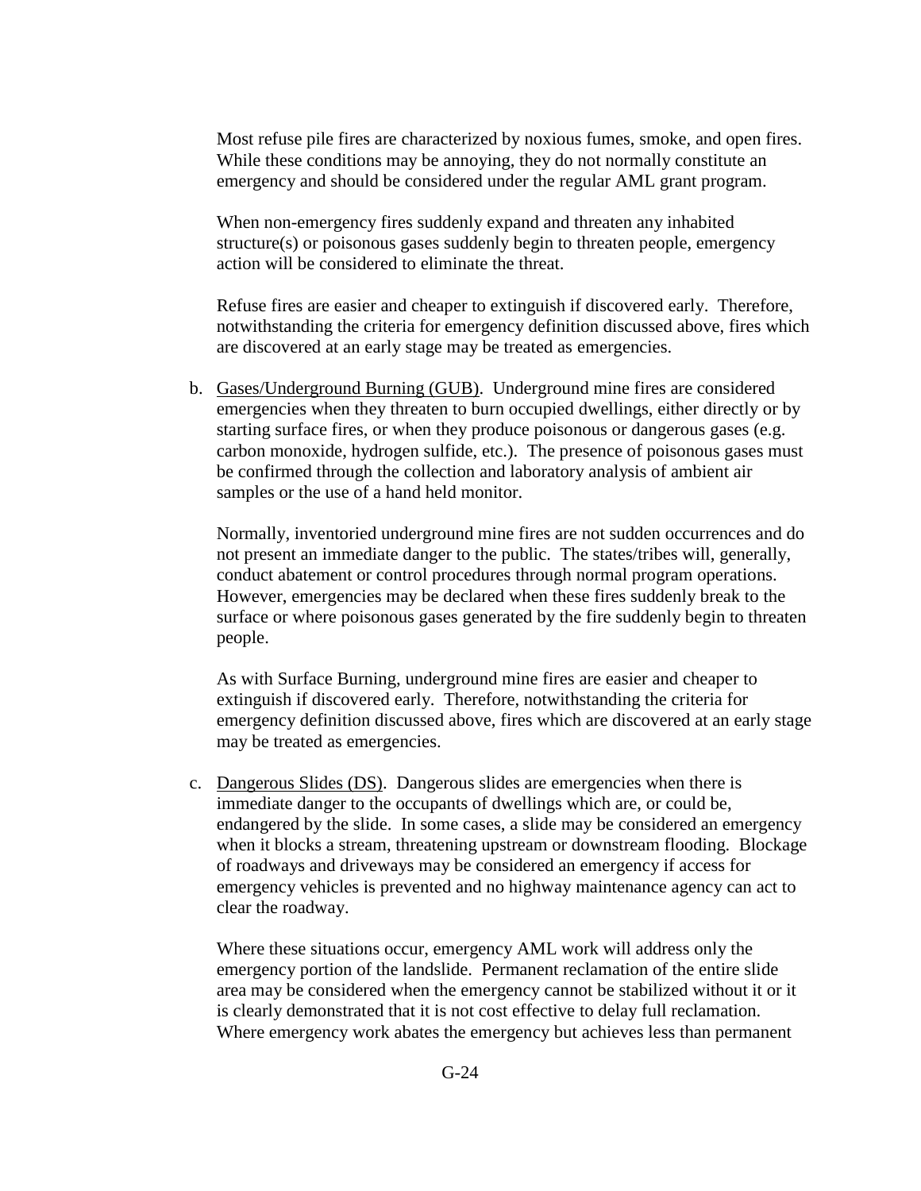Most refuse pile fires are characterized by noxious fumes, smoke, and open fires. While these conditions may be annoying, they do not normally constitute an emergency and should be considered under the regular AML grant program.

When non-emergency fires suddenly expand and threaten any inhabited structure(s) or poisonous gases suddenly begin to threaten people, emergency action will be considered to eliminate the threat.

Refuse fires are easier and cheaper to extinguish if discovered early. Therefore, notwithstanding the criteria for emergency definition discussed above, fires which are discovered at an early stage may be treated as emergencies.

b. Gases/Underground Burning (GUB). Underground mine fires are considered emergencies when they threaten to burn occupied dwellings, either directly or by starting surface fires, or when they produce poisonous or dangerous gases (e.g. carbon monoxide, hydrogen sulfide, etc.). The presence of poisonous gases must be confirmed through the collection and laboratory analysis of ambient air samples or the use of a hand held monitor.

   Normally, inventoried underground mine fires are not sudden occurrences and do not present an immediate danger to the public. The states/tribes will, generally, conduct abatement or control procedures through normal program operations. However, emergencies may be declared when these fires suddenly break to the surface or where poisonous gases generated by the fire suddenly begin to threaten people.

   As with Surface Burning, underground mine fires are easier and cheaper to extinguish if discovered early. Therefore, notwithstanding the criteria for emergency definition discussed above, fires which are discovered at an early stage may be treated as emergencies.

c. Dangerous Slides (DS). Dangerous slides are emergencies when there is immediate danger to the occupants of dwellings which are, or could be, endangered by the slide. In some cases, a slide may be considered an emergency when it blocks a stream, threatening upstream or downstream flooding. Blockage of roadways and driveways may be considered an emergency if access for emergency vehicles is prevented and no highway maintenance agency can act to clear the roadway.

   Where these situations occur, emergency AML work will address only the emergency portion of the landslide. Permanent reclamation of the entire slide area may be considered when the emergency cannot be stabilized without it or it is clearly demonstrated that it is not cost effective to delay full reclamation. Where emergency work abates the emergency but achieves less than permanent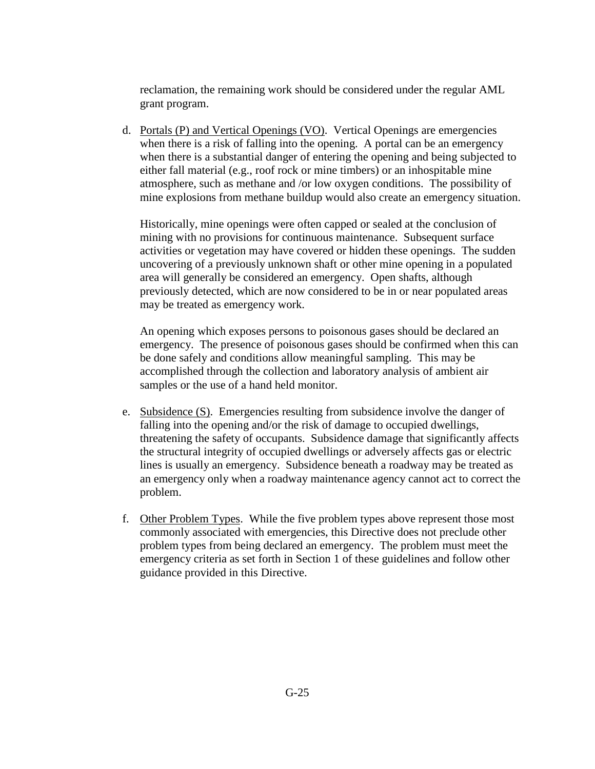reclamation, the remaining work should be considered under the regular AML grant program.

d. Portals (P) and Vertical Openings (VO). Vertical Openings are emergencies when there is a risk of falling into the opening. A portal can be an emergency when there is a substantial danger of entering the opening and being subjected to either fall material (e.g., roof rock or mine timbers) or an inhospitable mine atmosphere, such as methane and /or low oxygen conditions. The possibility of mine explosions from methane buildup would also create an emergency situation.

   Historically, mine openings were often capped or sealed at the conclusion of mining with no provisions for continuous maintenance. Subsequent surface activities or vegetation may have covered or hidden these openings. The sudden uncovering of a previously unknown shaft or other mine opening in a populated area will generally be considered an emergency. Open shafts, although previously detected, which are now considered to be in or near populated areas may be treated as emergency work.

   An opening which exposes persons to poisonous gases should be declared an emergency. The presence of poisonous gases should be confirmed when this can be done safely and conditions allow meaningful sampling. This may be accomplished through the collection and laboratory analysis of ambient air samples or the use of a hand held monitor.

e. Subsidence (S). Emergencies resulting from subsidence involve the danger of falling into the opening and/or the risk of damage to occupied dwellings, threatening the safety of occupants. Subsidence damage that significantly affects the structural integrity of occupied dwellings or adversely affects gas or electric lines is usually an emergency. Subsidence beneath a roadway may be treated as an emergency only when a roadway maintenance agency cannot act to correct the problem.

f. Other Problem Types. While the five problem types above represent those most commonly associated with emergencies, this Directive does not preclude other problem types from being declared an emergency. The problem must meet the emergency criteria as set forth in Section 1 of these guidelines and follow other guidance provided in this Directive.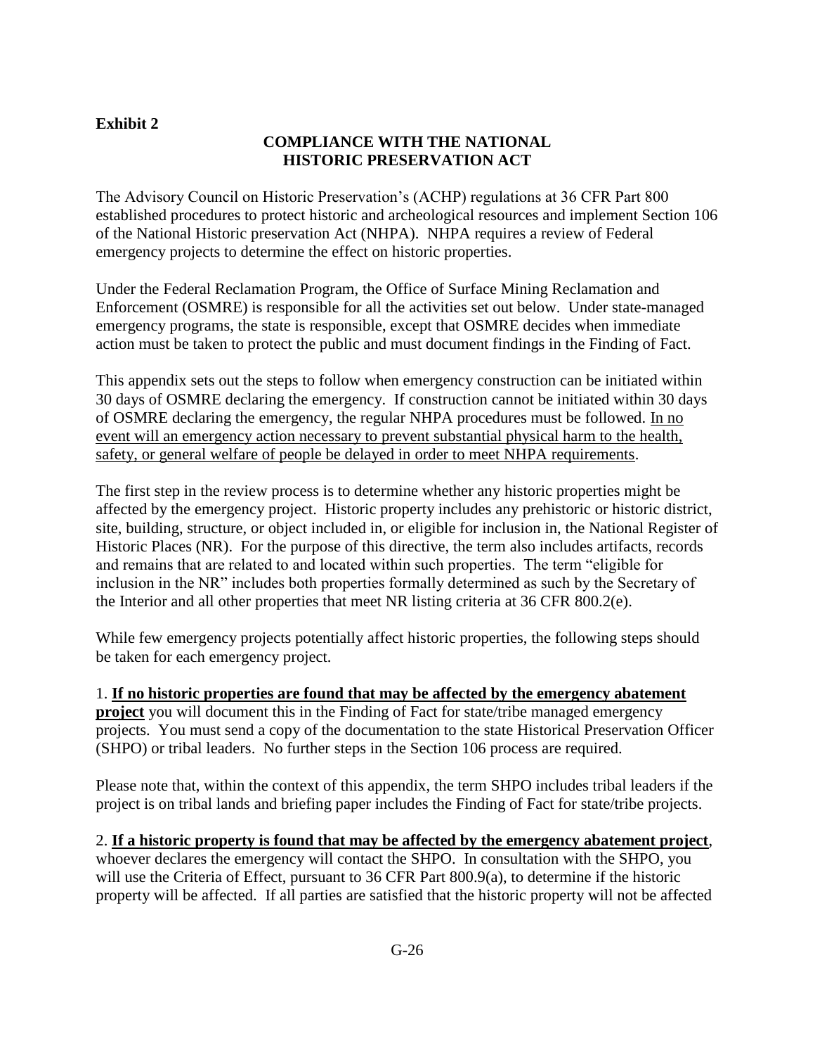**Exhibit 2**

## COMPLIANCE WITH THE NATIONAL HISTORIC PRESERVATION ACT

The Advisory Council on Historic Preservation's (ACHP) regulations at 36 CFR Part 800 established procedures to protect historic and archeological resources and implement Section 106 of the National Historic preservation Act (NHPA). NHPA requires a review of Federal emergency projects to determine the effect on historic properties.

Under the Federal Reclamation Program, the Office of Surface Mining Reclamation and Enforcement (OSMRE) is responsible for all the activities set out below. Under state-managed emergency programs, the state is responsible, except that OSMRE decides when immediate action must be taken to protect the public and must document findings in the Finding of Fact.

This appendix sets out the steps to follow when emergency construction can be initiated within 30 days of OSMRE declaring the emergency. If construction cannot be initiated within 30 days of OSMRE declaring the emergency, the regular NHPA procedures must be followed. <u>In no event will an emergency action necessary to prevent substantial physical harm to the health, safety, or general welfare of people be delayed in order to meet NHPA requirements</u>.

The first step in the review process is to determine whether any historic properties might be affected by the emergency project. Historic property includes any prehistoric or historic district, site, building, structure, or object included in, or eligible for inclusion in, the National Register of Historic Places (NR). For the purpose of this directive, the term also includes artifacts, records and remains that are related to and located within such properties. The term "eligible for inclusion in the NR" includes both properties formally determined as such by the Secretary of the Interior and all other properties that meet NR listing criteria at 36 CFR 800.2(e).

While few emergency projects potentially affect historic properties, the following steps should be taken for each emergency project.

1. <u>**If no historic properties are found that may be affected by the emergency abatement project**</u> you will document this in the Finding of Fact for state/tribe managed emergency projects. You must send a copy of the documentation to the state Historical Preservation Officer (SHPO) or tribal leaders. No further steps in the Section 106 process are required.

Please note that, within the context of this appendix, the term SHPO includes tribal leaders if the project is on tribal lands and briefing paper includes the Finding of Fact for state/tribe projects.

2. <u>**If a historic property is found that may be affected by the emergency abatement project**</u>, whoever declares the emergency will contact the SHPO. In consultation with the SHPO, you will use the Criteria of Effect, pursuant to 36 CFR Part 800.9(a), to determine if the historic property will be affected. If all parties are satisfied that the historic property will not be affected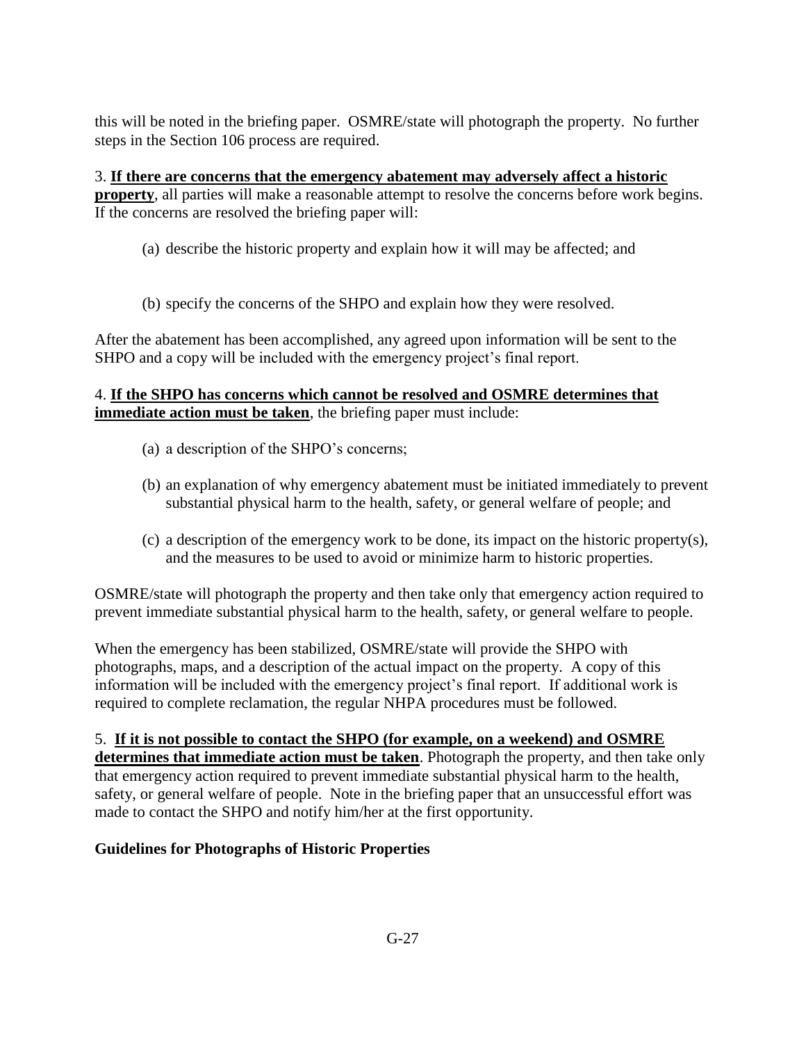this will be noted in the briefing paper. OSMRE/state will photograph the property. No further steps in the Section 106 process are required.

3. **If there are concerns that the emergency abatement may adversely affect a historic property**, all parties will make a reasonable attempt to resolve the concerns before work begins. If the concerns are resolved the briefing paper will:

(a) describe the historic property and explain how it will may be affected; and

(b) specify the concerns of the SHPO and explain how they were resolved.

After the abatement has been accomplished, any agreed upon information will be sent to the SHPO and a copy will be included with the emergency project's final report.

4. **If the SHPO has concerns which cannot be resolved and OSMRE determines that immediate action must be taken**, the briefing paper must include:

(a) a description of the SHPO's concerns;

(b) an explanation of why emergency abatement must be initiated immediately to prevent substantial physical harm to the health, safety, or general welfare of people; and

(c) a description of the emergency work to be done, its impact on the historic property(s), and the measures to be used to avoid or minimize harm to historic properties.

OSMRE/state will photograph the property and then take only that emergency action required to prevent immediate substantial physical harm to the health, safety, or general welfare to people.

When the emergency has been stabilized, OSMRE/state will provide the SHPO with photographs, maps, and a description of the actual impact on the property. A copy of this information will be included with the emergency project's final report. If additional work is required to complete reclamation, the regular NHPA procedures must be followed.

5. **If it is not possible to contact the SHPO (for example, on a weekend) and OSMRE determines that immediate action must be taken**. Photograph the property, and then take only that emergency action required to prevent immediate substantial physical harm to the health, safety, or general welfare of people. Note in the briefing paper that an unsuccessful effort was made to contact the SHPO and notify him/her at the first opportunity.

**Guidelines for Photographs of Historic Properties**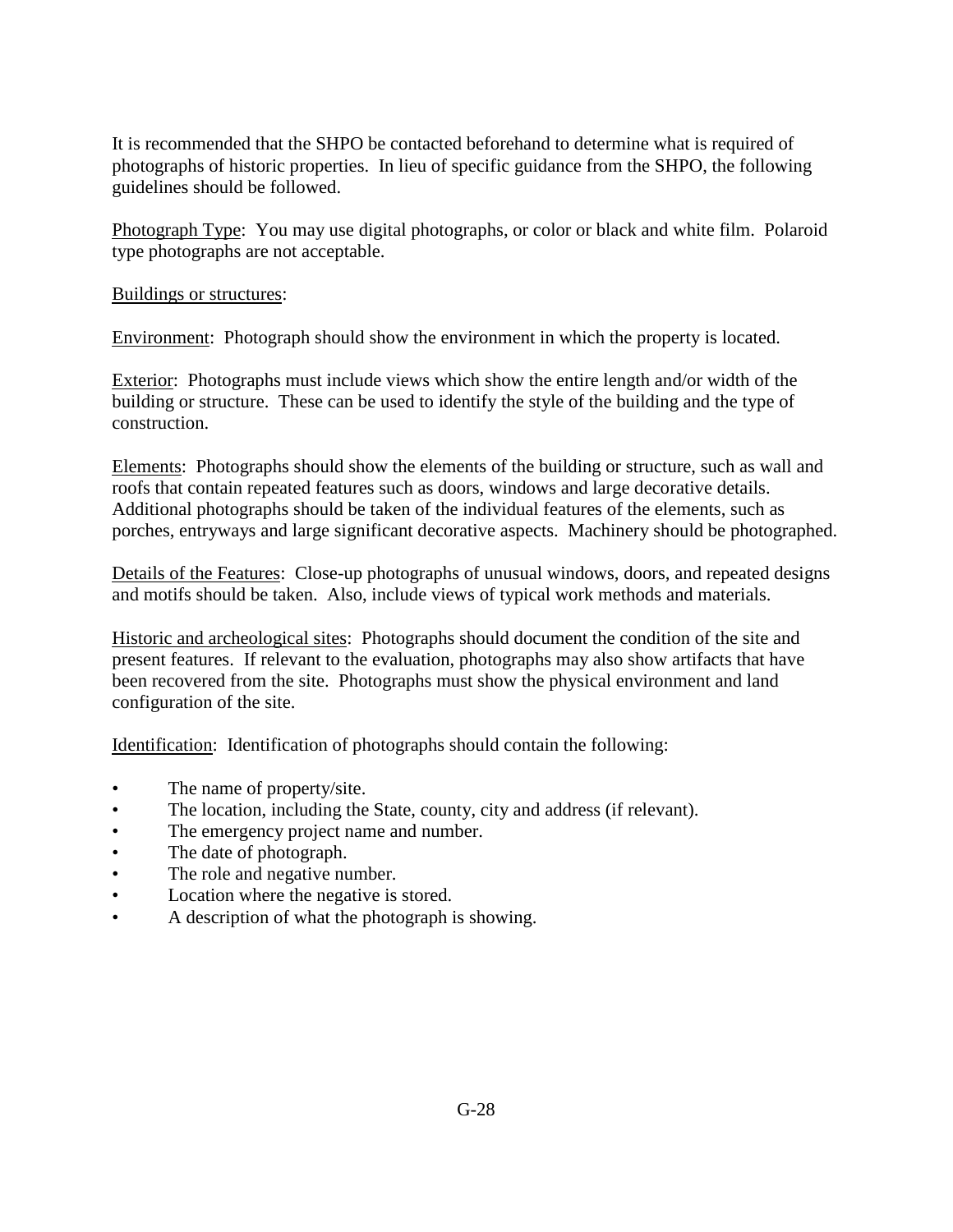It is recommended that the SHPO be contacted beforehand to determine what is required of photographs of historic properties. In lieu of specific guidance from the SHPO, the following guidelines should be followed.

<u>Photograph Type</u>: You may use digital photographs, or color or black and white film. Polaroid type photographs are not acceptable.

<u>Buildings or structures</u>:

<u>Environment</u>: Photograph should show the environment in which the property is located.

<u>Exterior</u>: Photographs must include views which show the entire length and/or width of the building or structure. These can be used to identify the style of the building and the type of construction.

<u>Elements</u>: Photographs should show the elements of the building or structure, such as wall and roofs that contain repeated features such as doors, windows and large decorative details. Additional photographs should be taken of the individual features of the elements, such as porches, entryways and large significant decorative aspects. Machinery should be photographed.

<u>Details of the Features</u>: Close-up photographs of unusual windows, doors, and repeated designs and motifs should be taken. Also, include views of typical work methods and materials.

<u>Historic and archeological sites</u>: Photographs should document the condition of the site and present features. If relevant to the evaluation, photographs may also show artifacts that have been recovered from the site. Photographs must show the physical environment and land configuration of the site.

<u>Identification</u>: Identification of photographs should contain the following:

- The name of property/site.
- The location, including the State, county, city and address (if relevant).
- The emergency project name and number.
- The date of photograph.
- The role and negative number.
- Location where the negative is stored.
- A description of what the photograph is showing.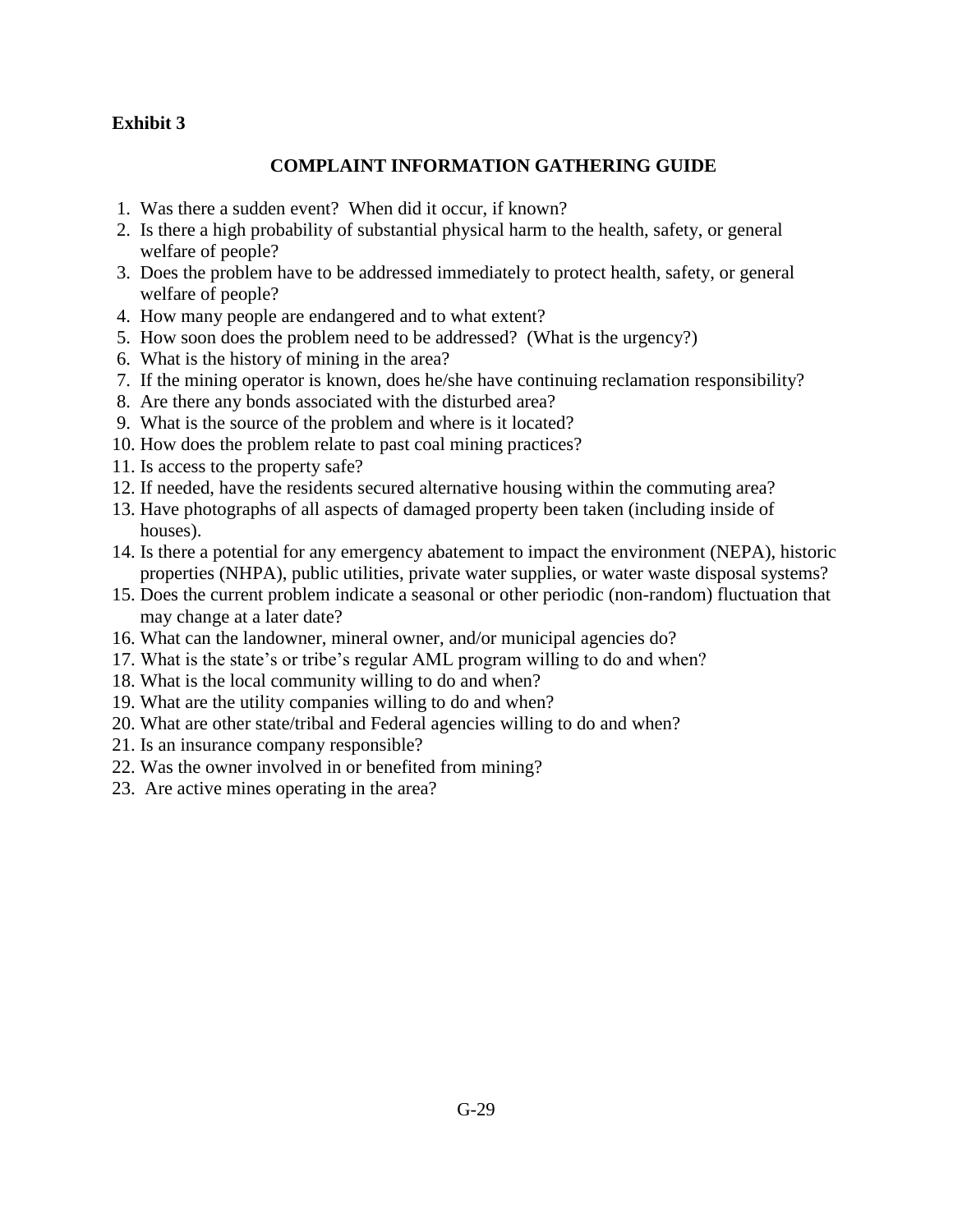**Exhibit 3**

## COMPLAINT INFORMATION GATHERING GUIDE

1. Was there a sudden event? When did it occur, if known?
2. Is there a high probability of substantial physical harm to the health, safety, or general welfare of people?
3. Does the problem have to be addressed immediately to protect health, safety, or general welfare of people?
4. How many people are endangered and to what extent?
5. How soon does the problem need to be addressed? (What is the urgency?)
6. What is the history of mining in the area?
7. If the mining operator is known, does he/she have continuing reclamation responsibility?
8. Are there any bonds associated with the disturbed area?
9. What is the source of the problem and where is it located?
10. How does the problem relate to past coal mining practices?
11. Is access to the property safe?
12. If needed, have the residents secured alternative housing within the commuting area?
13. Have photographs of all aspects of damaged property been taken (including inside of houses).
14. Is there a potential for any emergency abatement to impact the environment (NEPA), historic properties (NHPA), public utilities, private water supplies, or water waste disposal systems?
15. Does the current problem indicate a seasonal or other periodic (non-random) fluctuation that may change at a later date?
16. What can the landowner, mineral owner, and/or municipal agencies do?
17. What is the state's or tribe's regular AML program willing to do and when?
18. What is the local community willing to do and when?
19. What are the utility companies willing to do and when?
20. What are other state/tribal and Federal agencies willing to do and when?
21. Is an insurance company responsible?
22. Was the owner involved in or benefited from mining?
23. Are active mines operating in the area?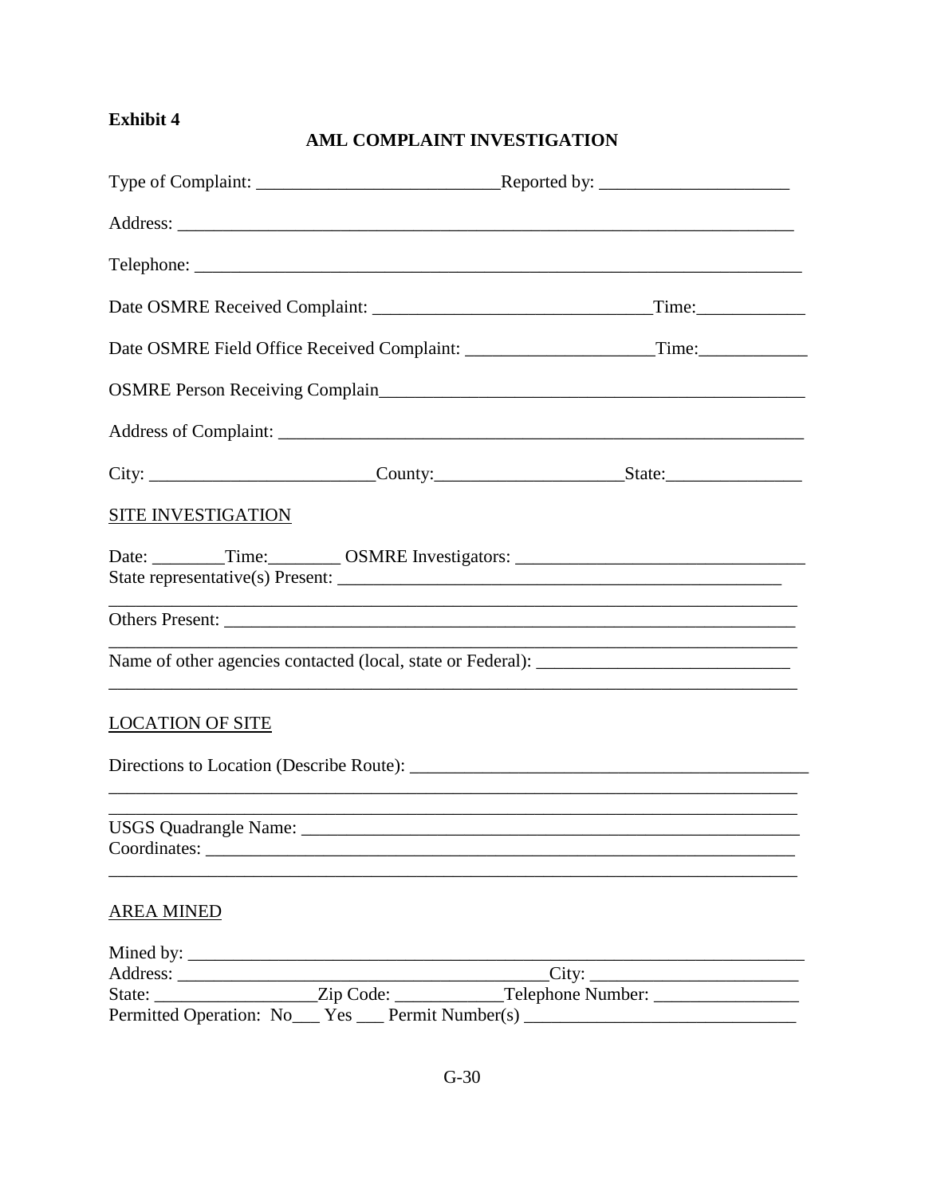**Exhibit 4**

## AML COMPLAINT INVESTIGATION

Type of Complaint: ___________________________Reported by: _____________________

Address: _______________________________________________________________________

Telephone: _____________________________________________________________________

Date OSMRE Received Complaint: _______________________________Time:____________

Date OSMRE Field Office Received Complaint: _____________________Time:____________

OSMRE Person Receiving Complain_________________________________________________

Address of Complaint: _____________________________________________________________

City: _________________________County:_____________________State:_______________

SITE INVESTIGATION

Date: ________Time:________ OSMRE Investigators: ________________________________
State representative(s) Present: ___________________________________________________
_____________________________________________________________________________

Others Present: _________________________________________________________________
_____________________________________________________________________________

Name of other agencies contacted (local, state or Federal): ____________________________
_____________________________________________________________________________

LOCATION OF SITE

Directions to Location (Describe Route): ______________________________________________
_____________________________________________________________________________
_____________________________________________________________________________

USGS Quadrangle Name: __________________________________________________________
Coordinates: ____________________________________________________________________
_____________________________________________________________________________

AREA MINED

Mined by: _______________________________________________________________________
Address: __________________________________________City: _______________________
State: __________________Zip Code: ____________Telephone Number: ________________
Permitted Operation: No___ Yes ___ Permit Number(s) ______________________________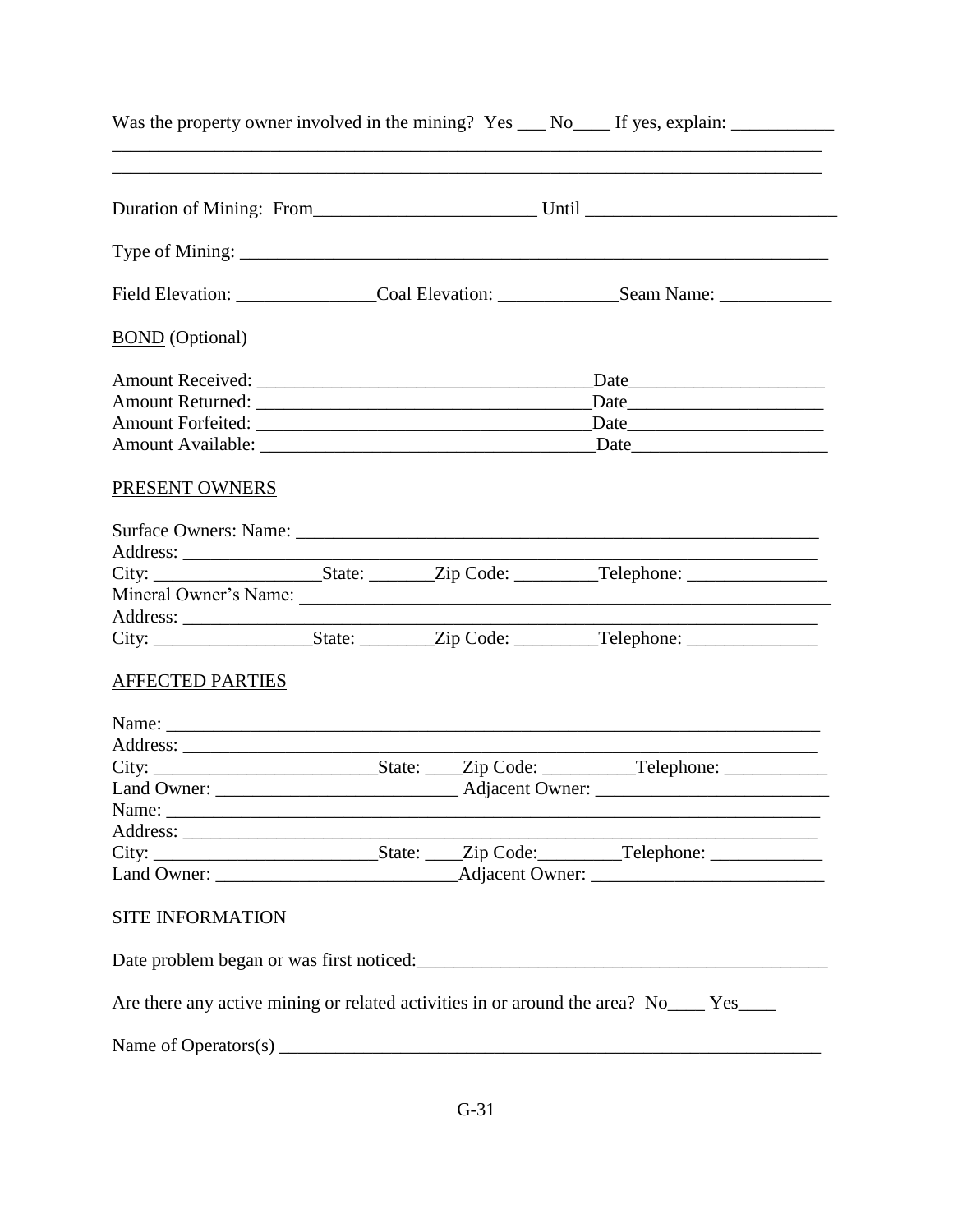Was the property owner involved in the mining? Yes ___ No____ If yes, explain: ___________
_____________________________________________________________________________
_____________________________________________________________________________

Duration of Mining: From________________________ Until ___________________________

Type of Mining: _________________________________________________________________

Field Elevation: _______________Coal Elevation: _____________Seam Name: ____________

<u>BOND</u> (Optional)

Amount Received: ____________________________________Date_____________________
Amount Returned: ____________________________________Date_____________________
Amount Forfeited: ____________________________________Date_____________________
Amount Available: ____________________________________Date_____________________

<u>PRESENT OWNERS</u>

Surface Owners: Name: ______________________________________________________
Address: _________________________________________________________________
City: __________________State: _______Zip Code: _________Telephone: _______________
Mineral Owner's Name: ______________________________________________________
Address: _________________________________________________________________
City: _________________State: ________Zip Code: _________Telephone: ______________

<u>AFFECTED PARTIES</u>

Name: ___________________________________________________________________
Address: _________________________________________________________________
City: ________________________State: ____Zip Code: __________Telephone: ___________
Land Owner: __________________________ Adjacent Owner: _________________________
Name: ___________________________________________________________________
Address: _________________________________________________________________
City: ________________________State: ____Zip Code:_________Telephone: ____________
Land Owner: __________________________Adjacent Owner: _________________________

<u>SITE INFORMATION</u>

Date problem began or was first noticed:_______________________________________________

Are there any active mining or related activities in or around the area? No____ Yes____

Name of Operators(s) ____________________________________________________________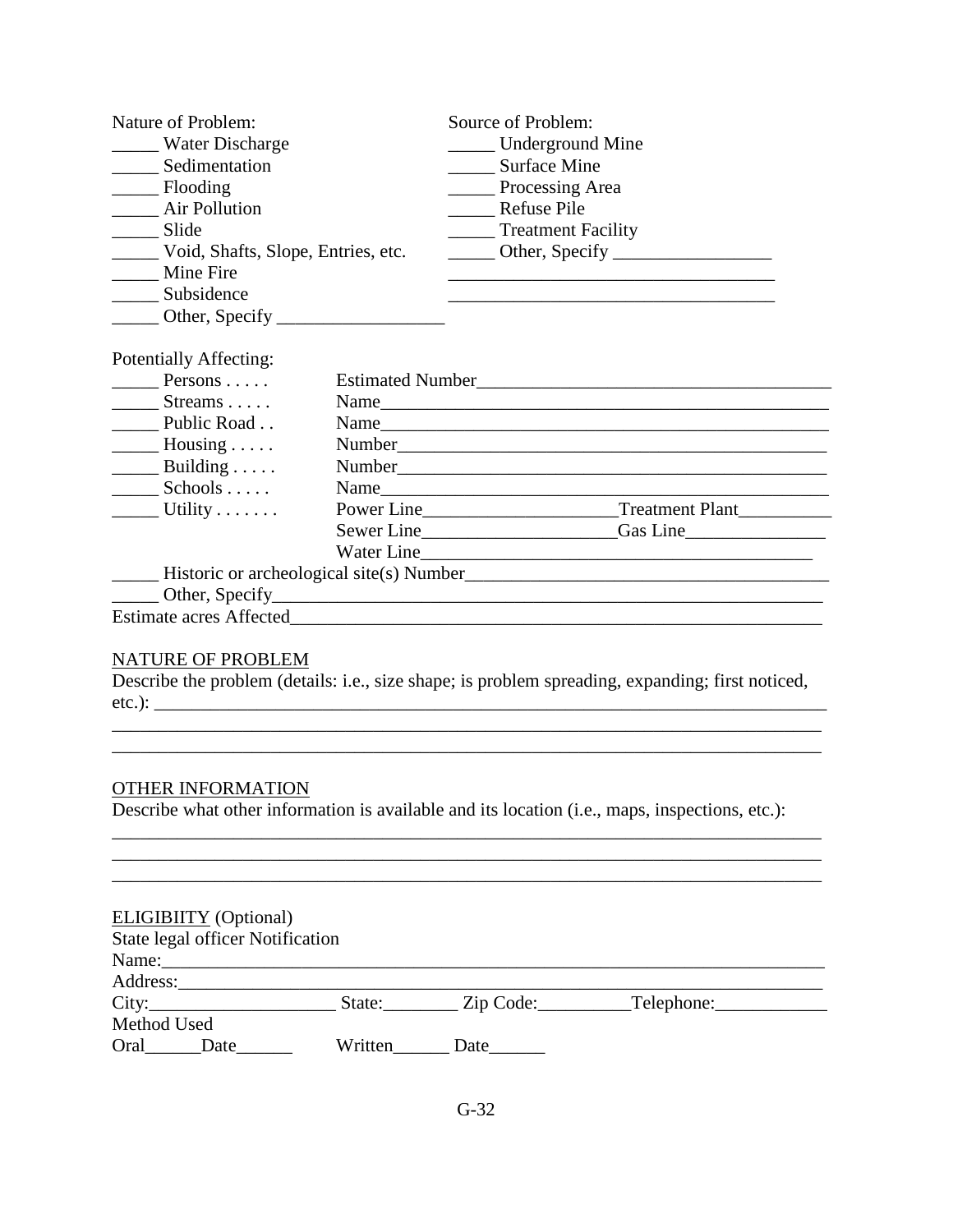| Nature of Problem: | Source of Problem: |
|---|---|
| _____ Water Discharge | _____ Underground Mine |
| _____ Sedimentation | _____ Surface Mine |
| _____ Flooding | _____ Processing Area |
| _____ Air Pollution | _____ Refuse Pile |
| _____ Slide | _____ Treatment Facility |
| _____ Void, Shafts, Slope, Entries, etc. | _____ Other, Specify _________________ |
| _____ Mine Fire | ____________________________________ |
| _____ Subsidence | ____________________________________ |
| _____ Other, Specify __________________ | |

Potentially Affecting:

| | |
|---|---|
| _____ Persons . . . . . | Estimated Number______________________________________ |
| _____ Streams . . . . . | Name_________________________________________________ |
| _____ Public Road . . | Name_________________________________________________ |
| _____ Housing . . . . . | Number_______________________________________________ |
| _____ Building . . . . . | Number_______________________________________________ |
| _____ Schools . . . . . | Name_________________________________________________ |
| _____ Utility . . . . . . . | Power Line_____________________Treatment Plant__________ |
| | Sewer Line_____________________Gas Line_______________ |
| | Water Line__________________________________________ |

_____ Historic or archeological site(s) Number_______________________________________

_____ Other, Specify______________________________________________________________

Estimate acres Affected____________________________________________________________

NATURE OF PROBLEM

Describe the problem (details: i.e., size shape; is problem spreading, expanding; first noticed, etc.): ___________________________________________________________________________

___________________________________________________________________________

___________________________________________________________________________

OTHER INFORMATION

Describe what other information is available and its location (i.e., maps, inspections, etc.):

___________________________________________________________________________

___________________________________________________________________________

___________________________________________________________________________

ELIGIBIITY (Optional)

State legal officer Notification

Name:___________________________________________________________________________

Address:_________________________________________________________________________

City:____________________ State:________ Zip Code:__________Telephone:____________

Method Used

Oral______Date______ Written______ Date______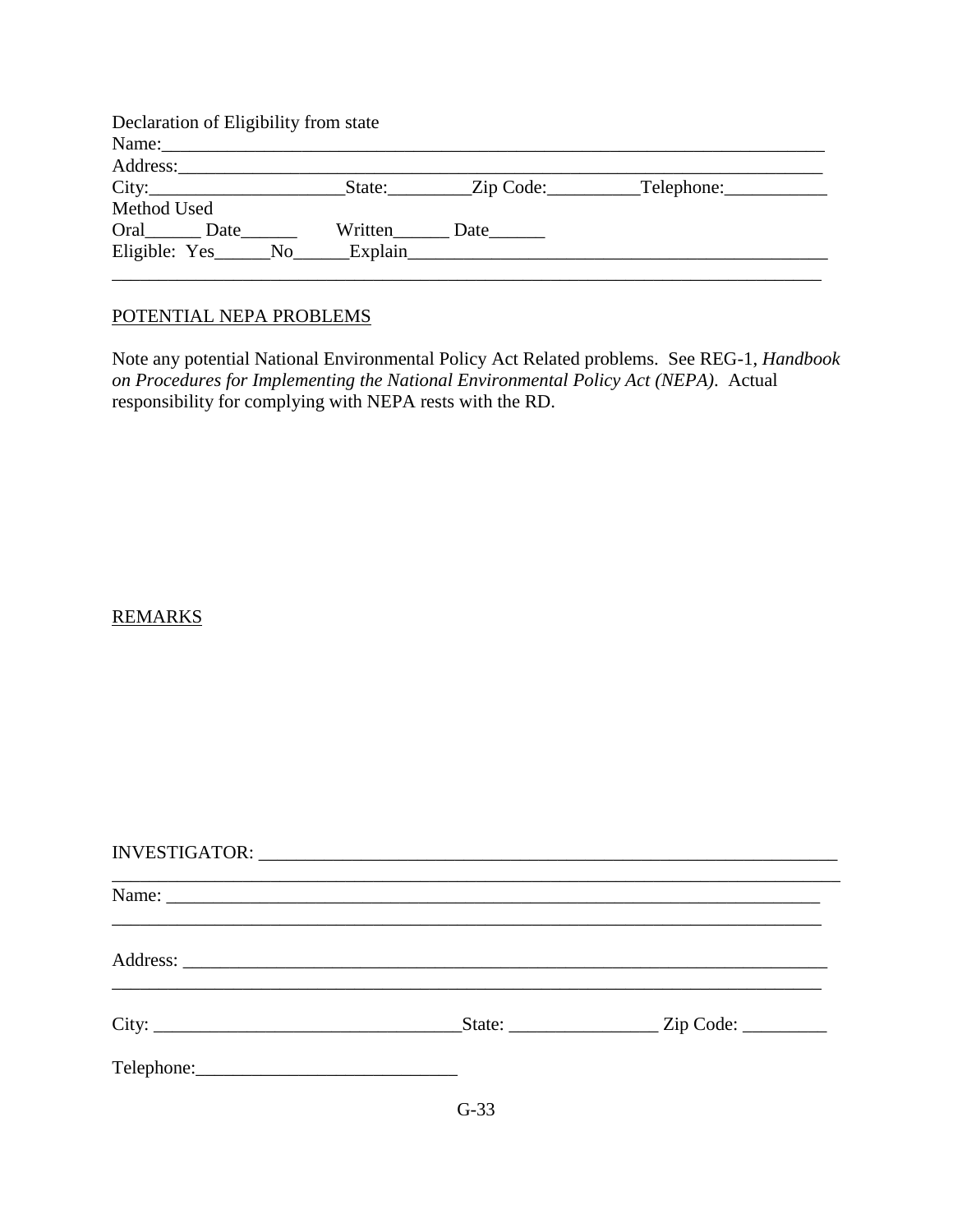Declaration of Eligibility from state

Name:_________________________________________________________________________

Address:_______________________________________________________________________

City:_____________________State:_________Zip Code:__________Telephone:___________

Method Used

Oral______ Date______ Written______ Date______

Eligible: Yes______No______Explain_______________________________________________

______________________________________________________________________________

POTENTIAL NEPA PROBLEMS

Note any potential National Environmental Policy Act Related problems. See REG-1, *Handbook on Procedures for Implementing the National Environmental Policy Act (NEPA)*. Actual responsibility for complying with NEPA rests with the RD.

REMARKS

INVESTIGATOR: ________________________________________________________________

Name: _______________________________________________________________________

Address: _____________________________________________________________________

City: _________________________________State: ________________ Zip Code: _________

Telephone:____________________________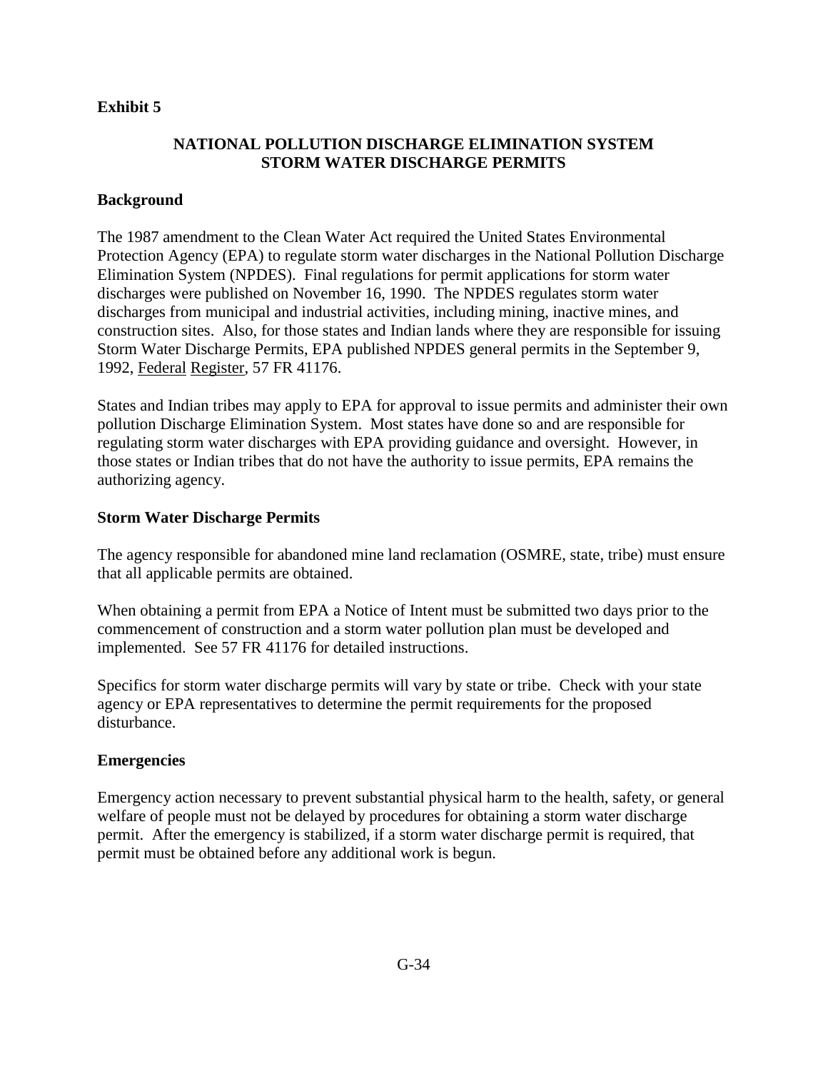**Exhibit 5**

## NATIONAL POLLUTION DISCHARGE ELIMINATION SYSTEM STORM WATER DISCHARGE PERMITS

### Background

The 1987 amendment to the Clean Water Act required the United States Environmental Protection Agency (EPA) to regulate storm water discharges in the National Pollution Discharge Elimination System (NPDES). Final regulations for permit applications for storm water discharges were published on November 16, 1990. The NPDES regulates storm water discharges from municipal and industrial activities, including mining, inactive mines, and construction sites. Also, for those states and Indian lands where they are responsible for issuing Storm Water Discharge Permits, EPA published NPDES general permits in the September 9, 1992, Federal Register, 57 FR 41176.

States and Indian tribes may apply to EPA for approval to issue permits and administer their own pollution Discharge Elimination System. Most states have done so and are responsible for regulating storm water discharges with EPA providing guidance and oversight. However, in those states or Indian tribes that do not have the authority to issue permits, EPA remains the authorizing agency.

### Storm Water Discharge Permits

The agency responsible for abandoned mine land reclamation (OSMRE, state, tribe) must ensure that all applicable permits are obtained.

When obtaining a permit from EPA a Notice of Intent must be submitted two days prior to the commencement of construction and a storm water pollution plan must be developed and implemented. See 57 FR 41176 for detailed instructions.

Specifics for storm water discharge permits will vary by state or tribe. Check with your state agency or EPA representatives to determine the permit requirements for the proposed disturbance.

### Emergencies

Emergency action necessary to prevent substantial physical harm to the health, safety, or general welfare of people must not be delayed by procedures for obtaining a storm water discharge permit. After the emergency is stabilized, if a storm water discharge permit is required, that permit must be obtained before any additional work is begun.